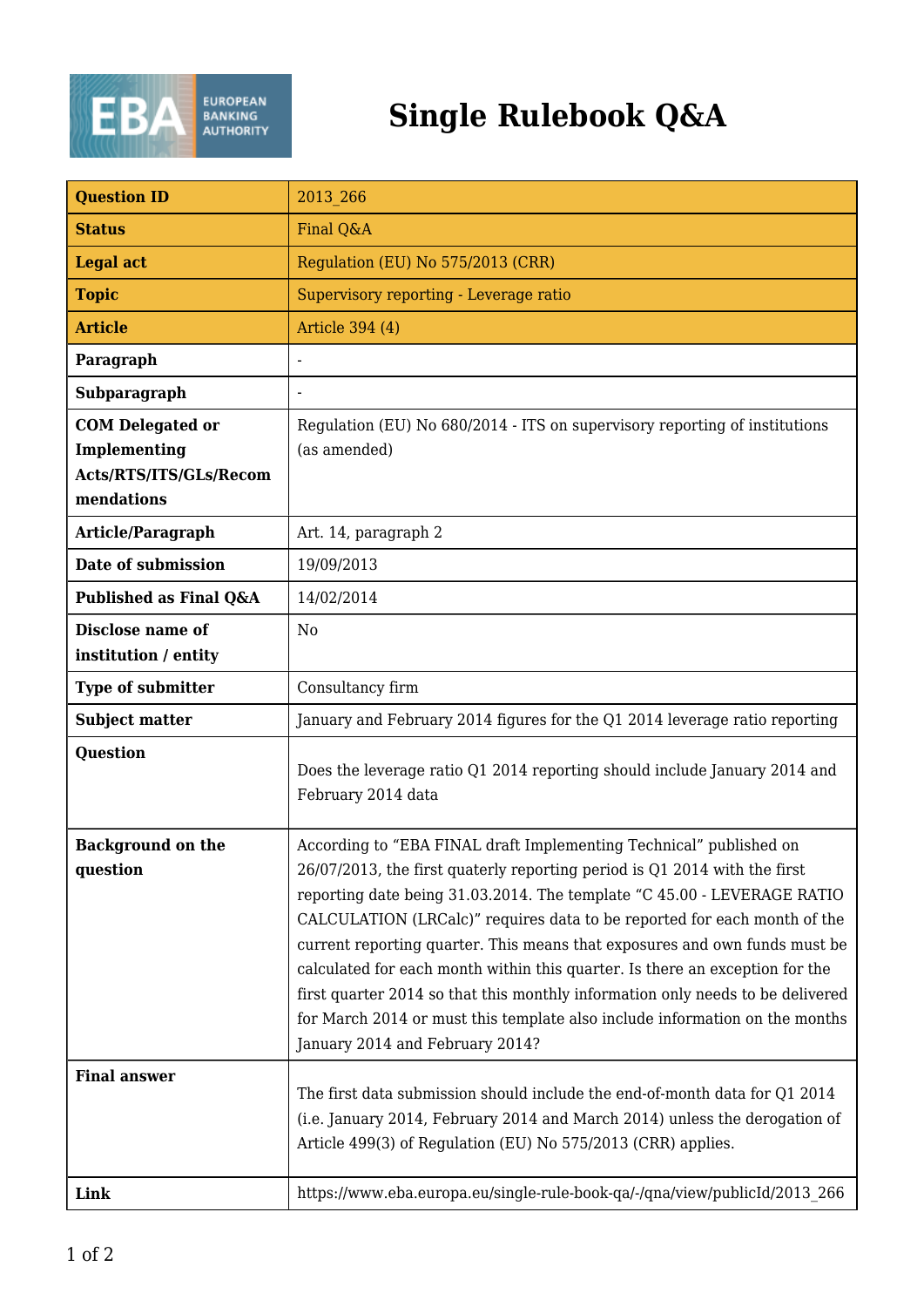# Single Rulebook Q&A

| Question ID | 2013_266 |
| --- | --- |
| Status | Final Q&A |
| Legal act | Regulation (EU) No 575/2013 (CRR) |
| Topic | Supervisory reporting - Leverage ratio |
| Article | Article 394 (4) |
| Paragraph | - |
| Subparagraph | - |
| COM Delegated or Implementing Acts/RTS/ITS/GLs/Recommendations | Regulation (EU) No 680/2014 - ITS on supervisory reporting of institutions (as amended) |
| Article/Paragraph | Art. 14, paragraph 2 |
| Date of submission | 19/09/2013 |
| Published as Final Q&A | 14/02/2014 |
| Disclose name of institution / entity | No |
| Type of submitter | Consultancy firm |
| Subject matter | January and February 2014 figures for the Q1 2014 leverage ratio reporting |
| Question | Does the leverage ratio Q1 2014 reporting should include January 2014 and February 2014 data |
| Background on the question | According to "EBA FINAL draft Implementing Technical" published on 26/07/2013, the first quaterly reporting period is Q1 2014 with the first reporting date being 31.03.2014. The template "C 45.00 - LEVERAGE RATIO CALCULATION (LRCalc)" requires data to be reported for each month of the current reporting quarter. This means that exposures and own funds must be calculated for each month within this quarter. Is there an exception for the first quarter 2014 so that this monthly information only needs to be delivered for March 2014 or must this template also include information on the months January 2014 and February 2014? |
| Final answer | The first data submission should include the end-of-month data for Q1 2014 (i.e. January 2014, February 2014 and March 2014) unless the derogation of Article 499(3) of Regulation (EU) No 575/2013 (CRR) applies. |
| Link | https://www.eba.europa.eu/single-rule-book-qa/-/qna/view/publicId/2013_266 |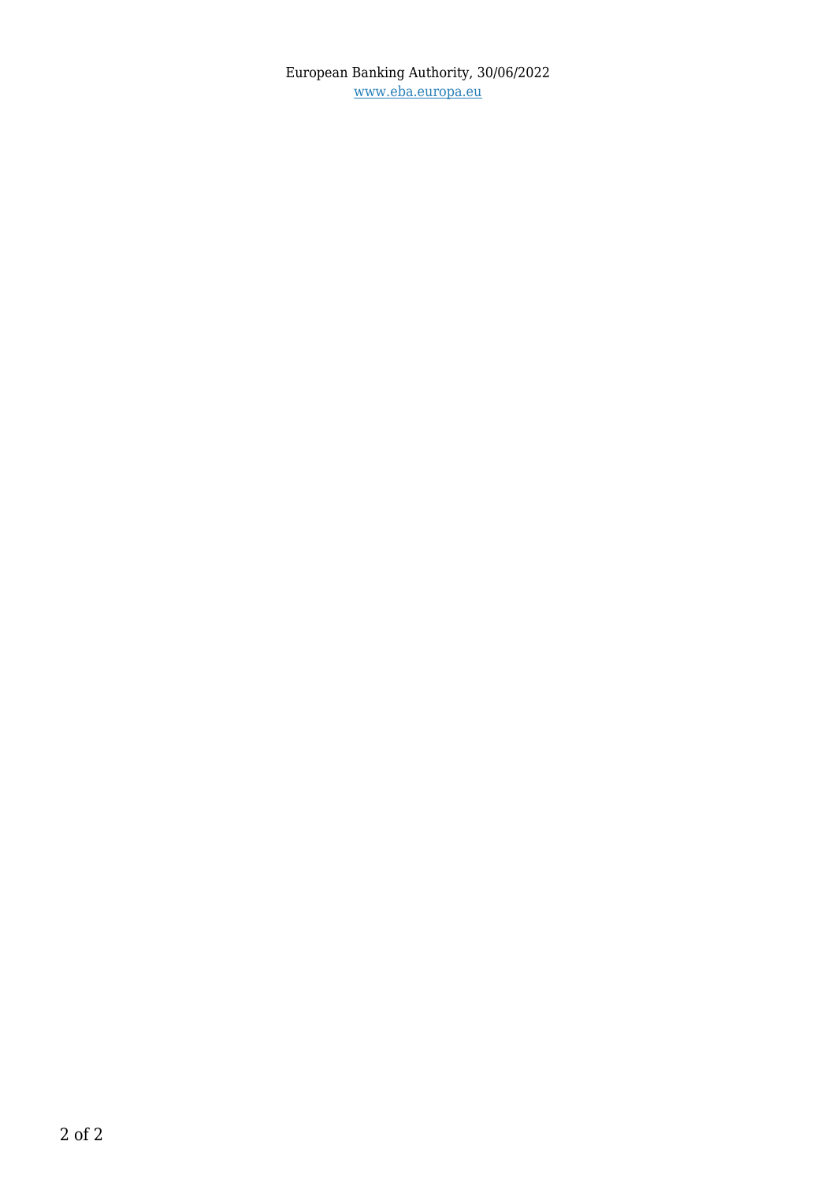European Banking Authority, 30/06/2022
[www.eba.europa.eu](http://www.eba.europa.eu)